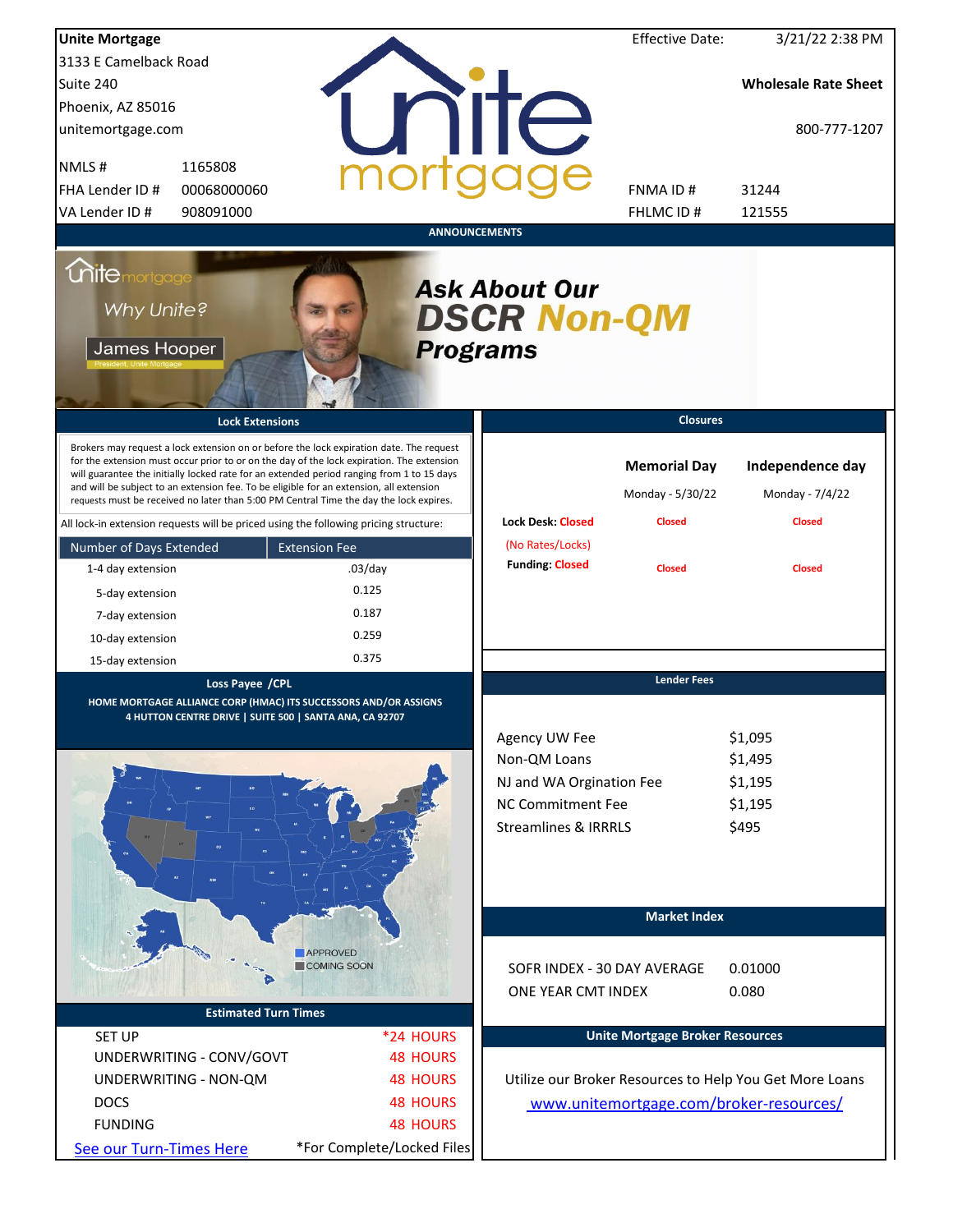**Unite Mortgage**
3133 E Camelback Road
Suite 240
Phoenix, AZ 85016
unitemortgage.com

| | |
|---|---|
| NMLS # | 1165808 |
| FHA Lender ID # | 00068000060 |
| VA Lender ID # | 908091000 |

Effective Date: 3/21/22 2:38 PM

**Wholesale Rate Sheet**

800-777-1207

| | |
|---|---|
| FNMA ID # | 31244 |
| FHLMC ID # | 121555 |

## ANNOUNCEMENTS

Why Unite?
James Hooper
President, Unite Mortgage

**Ask About Our DSCR Non-QM Programs**

## Lock Extensions

Brokers may request a lock extension on or before the lock expiration date. The request for the extension must occur prior to or on the day of the lock expiration. The extension will guarantee the initially locked rate for an extended period ranging from 1 to 15 days and will be subject to an extension fee. To be eligible for an extension, all extension requests must be received no later than 5:00 PM Central Time the day the lock expires.

All lock-in extension requests will be priced using the following pricing structure:

| Number of Days Extended | Extension Fee |
|---|---|
| 1-4 day extension | .03/day |
| 5-day extension | 0.125 |
| 7-day extension | 0.187 |
| 10-day extension | 0.259 |
| 15-day extension | 0.375 |

## Closures

| | Memorial Day | Independence day |
|---|---|---|
| | Monday - 5/30/22 | Monday - 7/4/22 |
| Lock Desk: Closed (No Rates/Locks) | Closed | Closed |
| Funding: Closed | Closed | Closed |

## Loss Payee /CPL

HOME MORTGAGE ALLIANCE CORP (HMAC) ITS SUCCESSORS AND/OR ASSIGNS
4 HUTTON CENTRE DRIVE | SUITE 500 | SANTA ANA, CA 92707

APPROVED
COMING SOON

## Lender Fees

| | |
|---|---|
| Agency UW Fee | $1,095 |
| Non-QM Loans | $1,495 |
| NJ and WA Orgination Fee | $1,195 |
| NC Commitment Fee | $1,195 |
| Streamlines & IRRRLS | $495 |

## Market Index

| | |
|---|---|
| SOFR INDEX - 30 DAY AVERAGE | 0.01000 |
| ONE YEAR CMT INDEX | 0.080 |

## Estimated Turn Times

| | |
|---|---|
| SET UP | *24 HOURS |
| UNDERWRITING - CONV/GOVT | 48 HOURS |
| UNDERWRITING - NON-QM | 48 HOURS |
| DOCS | 48 HOURS |
| FUNDING | 48 HOURS |

See our Turn-Times Here

*For Complete/Locked Files

## Unite Mortgage Broker Resources

Utilize our Broker Resources to Help You Get More Loans

www.unitemortgage.com/broker-resources/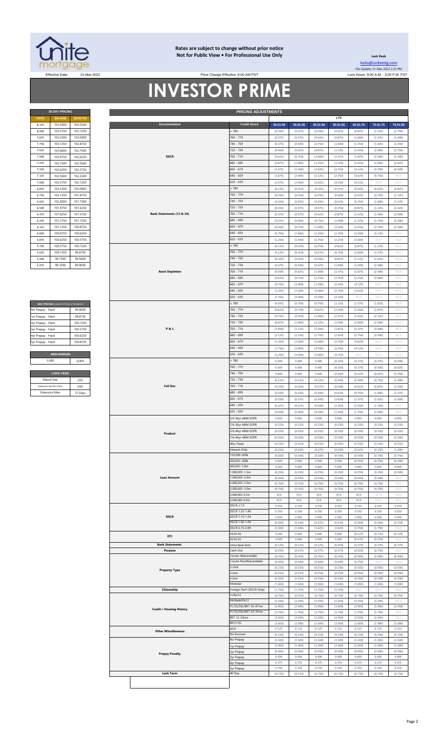**Rates are subject to change without prior notice**
**Not for Public View • For Professional Use Only**

**Lock Desk**
locks@unitemtg.com
File Update: 21-Mar-2022 2:23 PM
Lock Hours: 9:00 A.M. - 3:00 P.M. PST

Effective Date: 21-Mar-2022

Price Change Effective: 9:00 AM PST

# INVESTOR PRIME

| 30 DAY PRICING | | |
|---|---|---|
| RATE | 5/6 ARM | 30YR FIX |
| 8.125 | 103.5000 | 103.2500 |
| 8.000 | 103.3750 | 103.1250 |
| 7.875 | 103.2500 | 103.0000 |
| 7.750 | 103.1250 | 102.8750 |
| 7.625 | 103.0000 | 102.7500 |
| 7.500 | 102.8750 | 102.6250 |
| 7.375 | 102.7500 | 102.5000 |
| 7.250 | 102.6250 | 102.3750 |
| 7.125 | 102.5000 | 102.2500 |
| 7.000 | 102.3750 | 102.1250 |
| 6.875 | 102.2500 | 102.0000 |
| 6.750 | 102.1250 | 101.8750 |
| 6.625 | 102.0000 | 101.7500 |
| 6.500 | 101.8750 | 101.6250 |
| 6.375 | 101.6250 | 101.3750 |
| 6.250 | 101.3750 | 101.1250 |
| 6.125 | 101.1250 | 100.8750 |
| 6.000 | 100.8750 | 100.6250 |
| 5.875 | 100.6250 | 100.3750 |
| 5.750 | 100.3750 | 100.1250 |
| 5.625 | 100.1250 | 99.8750 |
| 5.500 | 99.7500 | 99.5000 |
| 5.375 | 99.2500 | 99.0000 |

| MAX PRICING (Lower of Price or Premium) | |
|---|---|
| No Prepay - Hard | 99.0000 |
| 1yr Prepay - Hard | 99.8750 |
| 2yr Prepay - Hard | 100.1250 |
| 3yr Prepay - Hard | 100.3750 |
| 4yr Prepay - Hard | 100.6250 |
| 5yr Prepay - Hard | 100.8750 |

| ARM MARGIN | |
|---|---|
| 5.000 | SOFR |

| LOCK FEES | |
|---|---|
| Relock Fee: | .250 |
| Extension Fee Per Diem: | .030 |
| Extension Max: | 15 Days |

| PRICING ADJUSTMENTS | | | | | | | | |
|---|---|---|---|---|---|---|---|---|
| | | LTV | | | | | | |
| Documentation | Credit Score | 00.01-50 | 50.01-55 | 55.01-60 | 60.01-65 | 65.01-70 | 70.01-75 | 75.01-80 |
| DSCR | ≥ 780 | (0.250) | (0.375) | (0.500) | (0.625) | (0.875) | (1.125) | (1.750) |
| | 760 - 779 | (0.375) | (0.375) | (0.625) | (0.875) | (1.000) | (1.375) | (2.000) |
| | 740 - 759 | (0.375) | (0.500) | (0.750) | (1.000) | (1.250) | (1.625) | (2.250) |
| | 720 - 739 | (0.500) | (0.625) | (0.875) | (1.125) | (1.500) | (2.000) | (2.750) |
| | 700 - 719 | (0.625) | (0.750) | (1.000) | (1.375) | (1.875) | (2.500) | (3.500) |
| | 680 - 699 | (0.875) | (1.000) | (1.250) | (1.750) | (2.250) | (3.000) | (3.875) |
| | 660 - 679 | (1.375) | (1.500) | (1.625) | (2.250) | (3.125) | (3.750) | (4.500) |
| | 640 - 659 | (1.875) | (2.000) | (2.125) | (2.750) | (3.625) | (4.750) | #N/A |
| | 620 - 639 | (2.375) | (2.500) | (2.625) | (3.250) | (4.125) | #N/A | #N/A |
| Bank Statements (12 & 24) | ≥ 780 | (0.125) | (0.250) | (0.250) | (0.375) | (0.500) | (0.625) | (0.875) |
| | 760 - 779 | (0.250) | (0.250) | (0.250) | (0.500) | (0.625) | (0.750) | (1.125) |
| | 740 - 759 | (0.250) | (0.250) | (0.250) | (0.625) | (0.750) | (1.000) | (1.375) |
| | 720 - 739 | (0.250) | (0.375) | (0.375) | (0.750) | (0.875) | (1.125) | (1.625) |
| | 700 - 719 | (0.375) | (0.375) | (0.625) | (0.875) | (1.125) | (1.500) | (2.000) |
| | 680 - 699 | (0.375) | (0.500) | (0.750) | (1.000) | (1.375) | (1.750) | (2.500) |
| | 660 - 679 | (0.500) | (0.750) | (1.000) | (1.500) | (2.250) | (2.750) | (3.500) |
| | 640 - 659 | (0.750) | (1.000) | (1.250) | (1.750) | (2.500) | (3.125) | #N/A |
| | 620 - 639 | (1.250) | (1.500) | (1.750) | (2.250) | (3.000) | #N/A | #N/A |
| Asset Depletion | ≥ 780 | (0.125) | (0.250) | (0.250) | (0.625) | (0.875) | (1.125) | #N/A |
| | 760 - 779 | (0.125) | (0.250) | (0.375) | (0.750) | (1.000) | (1.375) | #N/A |
| | 740 - 759 | (0.250) | (0.250) | (0.500) | (0.875) | (1.125) | (1.625) | #N/A |
| | 720 - 739 | (0.375) | (0.500) | (0.625) | (1.000) | (1.500) | (2.000) | #N/A |
| | 700 - 719 | (0.500) | (0.625) | (1.000) | (1.375) | (1.875) | (2.500) | #N/A |
| | 680 - 699 | (0.625) | (0.750) | (1.250) | (1.750) | (2.250) | (3.000) | #N/A |
| | 660 - 679 | (0.750) | (1.000) | (1.500) | (2.250) | (3.125) | #N/A | #N/A |
| | 640 - 659 | (1.250) | (1.500) | (2.000) | (2.750) | (3.625) | #N/A | #N/A |
| | 620 - 639 | (1.750) | (2.000) | (2.500) | (3.250) | #N/A | #N/A | #N/A |
| P & L | ≥ 780 | (0.625) | (0.750) | (0.750) | (1.125) | (1.375) | (1.625) | #N/A |
| | 760 - 779 | (0.625) | (0.750) | (0.875) | (1.250) | (1.500) | (1.875) | #N/A |
| | 740 - 759 | (0.750) | (0.750) | (1.000) | (1.375) | (1.625) | (2.125) | #N/A |
| | 720 - 739 | (0.875) | (1.000) | (1.125) | (1.500) | (2.000) | (2.500) | #N/A |
| | 700 - 719 | (1.000) | (1.125) | (1.500) | (1.875) | (2.375) | (3.000) | #N/A |
| | 680 - 699 | (1.125) | (1.250) | (1.750) | (2.250) | (2.750) | (3.500) | #N/A |
| | 660 - 679 | (1.250) | (1.500) | (2.000) | (2.750) | (3.625) | #N/A | #N/A |
| | 640 - 659 | (1.750) | (2.000) | (2.500) | (3.250) | (4.125) | #N/A | #N/A |
| | 620 - 639 | (2.250) | (2.500) | (3.000) | (3.750) | #N/A | #N/A | #N/A |
| Full Doc | ≥ 780 | 0.000 | 0.000 | 0.000 | (0.250) | (0.375) | (0.375) | (0.500) |
| | 760 - 779 | 0.000 | 0.000 | 0.000 | (0.250) | (0.375) | (0.500) | (0.625) |
| | 740 - 759 | 0.000 | 0.000 | 0.000 | (0.250) | (0.375) | (0.625) | (0.750) |
| | 720 - 739 | (0.125) | (0.125) | (0.125) | (0.250) | (0.500) | (0.750) | (1.000) |
| | 700 - 719 | (0.250) | (0.250) | (0.375) | (0.500) | (0.625) | (0.875) | (1.250) |
| | 680 - 699 | (0.250) | (0.250) | (0.500) | (0.625) | (0.750) | (1.000) | (1.375) |
| | 660 - 679 | (0.250) | (0.375) | (0.500) | (1.000) | (1.375) | (1.625) | (2.000) |
| | 640 - 659 | (0.375) | (0.375) | (0.500) | (1.250) | (1.500) | (1.750) | #N/A |
| | 620 - 639 | (0.500) | (0.500) | (0.500) | (1.500) | (1.750) | (2.000) | #N/A |
| Product | 5/6 30yr ARM SOFR | 0.000 | 0.000 | 0.000 | 0.000 | 0.000 | 0.000 | 0.000 |
| | 7/6 30yr ARM SOFR | (0.250) | (0.250) | (0.250) | (0.250) | (0.250) | (0.250) | (0.250) |
| | 5/6 40yr ARM SOFR | (0.250) | (0.250) | (0.250) | (0.250) | (0.250) | (0.250) | (0.250) |
| | 7/6 40yr ARM SOFR | (0.500) | (0.500) | (0.500) | (0.500) | (0.500) | (0.500) | (0.500) |
| | 40yr Fixed | (0.250) | (0.250) | (0.250) | (0.250) | (0.250) | (0.250) | (0.250) |
| | Interest-Only | (0.250) | (0.250) | (0.375) | (0.500) | (0.625) | (0.750) | (1.000) |
| Loan Amount | 150,000-200k | (0.500) | (0.500) | (0.500) | (0.500) | (0.500) | (0.750) | (0.750) |
| | 200,001-300k | 0.000 | 0.000 | 0.000 | 0.000 | (0.250) | (0.250) | (0.500) |
| | 300,001-1.0m | 0.000 | 0.000 | 0.000 | 0.000 | 0.000 | 0.000 | 0.000 |
| | 1,000,001-1.5m | (0.250) | (0.250) | (0.250) | (0.250) | (0.250) | (0.250) | (0.500) |
| | 1,500,001-2.0m | (0.500) | (0.500) | (0.500) | (0.500) | (0.500) | (0.500) | #N/A |
| | 2,000,001-2.5m | (0.750) | (0.750) | (0.750) | (0.750) | (0.750) | (0.750) | #N/A |
| | 2,500,001-3.0m | (0.750) | (0.750) | (0.750) | (0.750) | (0.750) | (0.750) | #N/A |
| | 3,000,001-3.5m | N/A | N/A | N/A | N/A | N/A | #N/A | #N/A |
| | 3,500,001-4.0m | N/A | N/A | N/A | N/A | N/A | #N/A | #N/A |
| DSCR | DSCR ≥1.5 | 0.250 | 0.250 | 0.250 | 0.250 | 0.250 | 0.250 | 0.250 |
| | DSCR 1.25-1.49 | 0.250 | 0.250 | 0.250 | 0.250 | 0.250 | 0.250 | 0.250 |
| | DSCR 1.10-1.24 | 0.000 | 0.000 | 0.000 | 0.000 | 0.000 | 0.000 | 0.000 |
| | DSCR 1.00-1.09 | (0.250) | (0.250) | (0.375) | (0.375) | (0.500) | (0.500) | (0.750) |
| | DSCR 0.75-0.99 | (1.500) | (1.500) | (1.625) | (1.625) | (1.750) | (1.750) | #N/A |
| DTI | 43.01-50 | 0.000 | 0.000 | 0.000 | 0.000 | (0.125) | (0.125) | (0.125) |
| | 50.01-55 | 0.000 | 0.000 | 0.000 | 0.000 | (0.375) | (0.375) | #N/A |
| Bank Statements | 12mo Bank Stmt | (0.125) | (0.125) | (0.125) | (0.250) | (0.375) | (0.375) | (0.375) |
| Purpose | Cash-Out | (0.250) | (0.375) | (0.375) | (0.375) | (0.500) | (0.750) | #N/A |
| Property Type | Condo-Warrantable | (0.250) | (0.250) | (0.250) | (0.250) | (0.500) | (0.500) | (0.500) |
| | Condo-NonWarrantable | (0.500) | (0.500) | (0.500) | (0.500) | (0.750) | #N/A | #N/A |
| | 2-Unit | (0.250) | (0.250) | (0.250) | (0.250) | (0.500) | (0.500) | (0.500) |
| | 3-Unit | (0.250) | (0.250) | (0.250) | (0.250) | (0.500) | (0.500) | (0.500) |
| | 4-Unit | (0.250) | (0.250) | (0.250) | (0.250) | (0.500) | (0.500) | (0.500) |
| | Modular | (1.000) | (1.000) | (1.000) | (1.000) | (1.000) | (1.000) | (1.000) |
| Citizenship | Foreign Nat'l (DSCR Only) | (1.750) | (1.750) | (1.750) | (1.750) | #N/A | #N/A | #N/A |
| Credit / Housing History | 1x30x12 | (0.750) | (0.750) | (0.750) | (0.750) | (0.750) | (0.750) | (0.750) |
| | Multiple30x12 | (2.250) | (2.250) | (2.250) | (2.250) | (2.250) | (2.250) | #N/A |
| | FC/SS/DIL/BK7 36-47mo | (1.000) | (1.000) | (1.000) | (1.000) | (1.000) | (1.000) | (1.000) |
| | FC/SS/DIL/BK7 24-35mo | (1.750) | (1.750) | (1.750) | (1.750) | (1.750) | (1.750) | #N/A |
| | BK7 12-23mo | (2.500) | (2.500) | (2.500) | (2.500) | (2.500) | (2.500) | #N/A |
| | BK13 DC | (1.000) | (1.000) | (1.000) | (1.000) | (1.000) | (1.000) | (1.000) |
| Other Miscellaneous | ACH | 0.125 | 0.125 | 0.125 | 0.125 | 0.125 | 0.125 | 0.125 |
| | No Escrows | (0.150) | (0.150) | (0.150) | (0.150) | (0.150) | (0.150) | (0.150) |
| Prepay Penalty | No Prepay | (1.500) | (1.500) | (1.500) | (1.500) | (1.500) | (1.500) | (1.500) |
| | 1yr Prepay | (1.000) | (1.000) | (1.000) | (1.000) | (1.000) | (1.000) | (1.000) |
| | 2yr Prepay | (0.500) | (0.500) | (0.500) | (0.500) | (0.500) | (0.500) | (0.500) |
| | 3yr Prepay | 0.000 | 0.000 | 0.000 | 0.000 | 0.000 | 0.000 | 0.000 |
| | 4yr Prepay | 0.375 | 0.375 | 0.375 | 0.375 | 0.375 | 0.375 | 0.375 |
| | 5yr Prepay | 0.750 | 0.750 | 0.750 | 0.750 | 0.750 | 0.750 | 0.750 |
| Lock Term | 40 Day | (0.150) | (0.150) | (0.150) | (0.150) | (0.150) | (0.150) | (0.150) |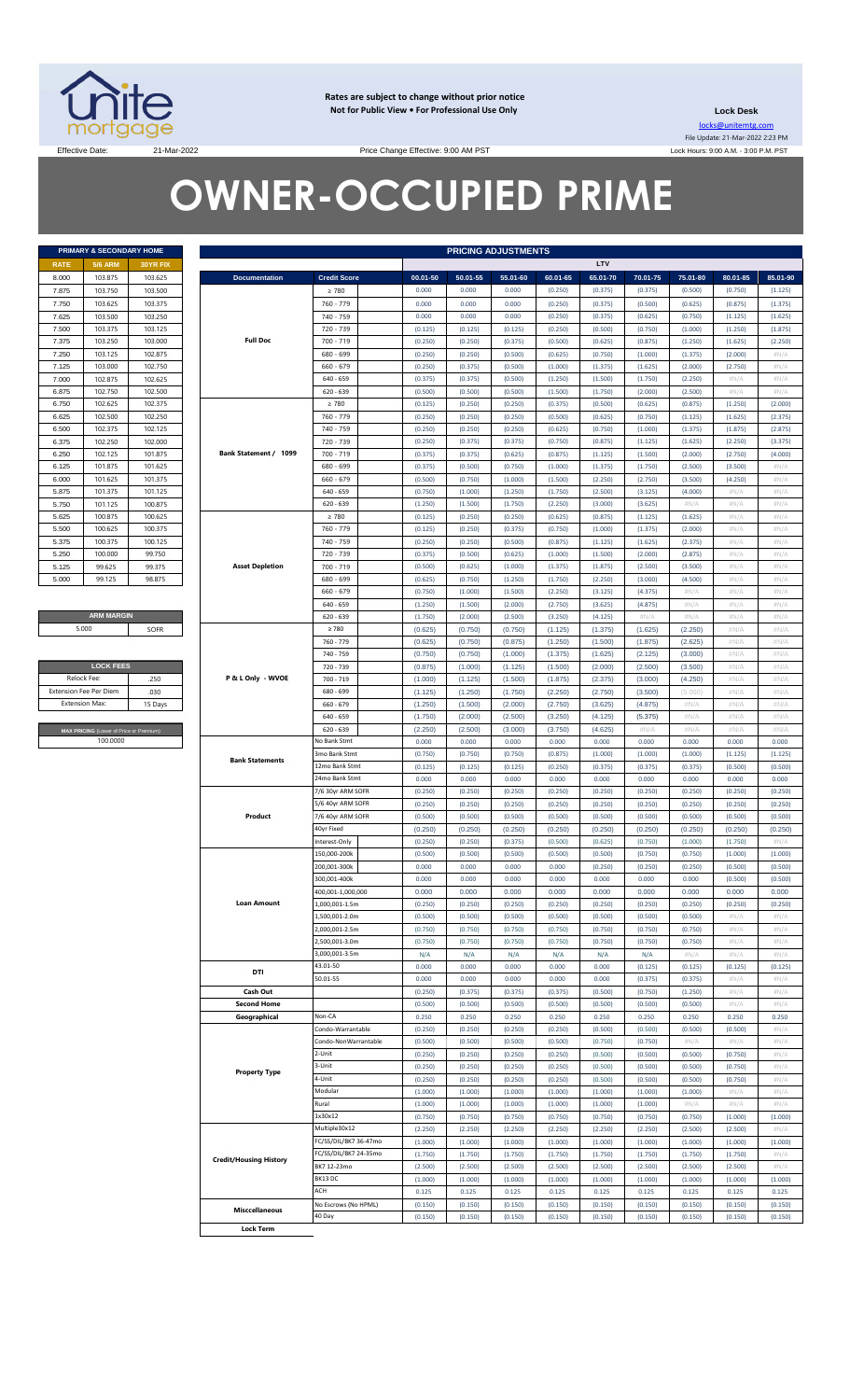**Rates are subject to change without prior notice**
**Not for Public View • For Professional Use Only**

**Lock Desk**
locks@unitemtg.com
File Update: 21-Mar-2022 2:23 PM
Lock Hours: 9:00 A.M. - 3:00 P.M. PST

Effective Date: 21-Mar-2022 Price Change Effective: 9:00 AM PST

# OWNER-OCCUPIED PRIME

| PRIMARY & SECONDARY HOME | | |
|---|---|---|
| RATE | 5/6 ARM | 30YR FIX |
| 8.000 | 103.875 | 103.625 |
| 7.875 | 103.750 | 103.500 |
| 7.750 | 103.625 | 103.375 |
| 7.625 | 103.500 | 103.250 |
| 7.500 | 103.375 | 103.125 |
| 7.375 | 103.250 | 103.000 |
| 7.250 | 103.125 | 102.875 |
| 7.125 | 103.000 | 102.750 |
| 7.000 | 102.875 | 102.625 |
| 6.875 | 102.750 | 102.500 |
| 6.750 | 102.625 | 102.375 |
| 6.625 | 102.500 | 102.250 |
| 6.500 | 102.375 | 102.125 |
| 6.375 | 102.250 | 102.000 |
| 6.250 | 102.125 | 101.875 |
| 6.125 | 101.875 | 101.625 |
| 6.000 | 101.625 | 101.375 |
| 5.875 | 101.375 | 101.125 |
| 5.750 | 101.125 | 100.875 |
| 5.625 | 100.875 | 100.625 |
| 5.500 | 100.625 | 100.375 |
| 5.375 | 100.375 | 100.125 |
| 5.250 | 100.000 | 99.750 |
| 5.125 | 99.625 | 99.375 |
| 5.000 | 99.125 | 98.875 |

| ARM MARGIN | |
|---|---|
| 5.000 | SOFR |

| LOCK FEES | |
|---|---|
| Relock Fee: | .250 |
| Extension Fee Per Diem | .030 |
| Extension Max: | 15 Days |

| MAX PRICING (Lower of Price or Premium) |
|---|
| 100.0000 |

| PRICING ADJUSTMENTS | | | | | | | | | | |
|---|---|---|---|---|---|---|---|---|---|---|
| | | LTV | | | | | | | | |
| Documentation | Credit Score | 00.01-50 | 50.01-55 | 55.01-60 | 60.01-65 | 65.01-70 | 70.01-75 | 75.01-80 | 80.01-85 | 85.01-90 |
| Full Doc | ≥ 780 | 0.000 | 0.000 | 0.000 | (0.250) | (0.375) | (0.375) | (0.500) | (0.750) | (1.125) |
| | 760 - 779 | 0.000 | 0.000 | 0.000 | (0.250) | (0.375) | (0.500) | (0.625) | (0.875) | (1.375) |
| | 740 - 759 | 0.000 | 0.000 | 0.000 | (0.250) | (0.375) | (0.625) | (0.750) | (1.125) | (1.625) |
| | 720 - 739 | (0.125) | (0.125) | (0.125) | (0.250) | (0.500) | (0.750) | (1.000) | (1.250) | (1.875) |
| | 700 - 719 | (0.250) | (0.250) | (0.375) | (0.500) | (0.625) | (0.875) | (1.250) | (1.625) | (2.250) |
| | 680 - 699 | (0.250) | (0.250) | (0.500) | (0.625) | (0.750) | (1.000) | (1.375) | (2.000) | #N/A |
| | 660 - 679 | (0.250) | (0.375) | (0.500) | (1.000) | (1.375) | (1.625) | (2.000) | (2.750) | #N/A |
| | 640 - 659 | (0.375) | (0.375) | (0.500) | (1.250) | (1.500) | (1.750) | (2.250) | #N/A | #N/A |
| | 620 - 639 | (0.500) | (0.500) | (0.500) | (1.500) | (1.750) | (2.000) | (2.500) | #N/A | #N/A |
| Bank Statement / 1099 | ≥ 780 | (0.125) | (0.250) | (0.250) | (0.375) | (0.500) | (0.625) | (0.875) | (1.250) | (2.000) |
| | 760 - 779 | (0.250) | (0.250) | (0.250) | (0.500) | (0.625) | (0.750) | (1.125) | (1.625) | (2.375) |
| | 740 - 759 | (0.250) | (0.250) | (0.250) | (0.625) | (0.750) | (1.000) | (1.375) | (1.875) | (2.875) |
| | 720 - 739 | (0.250) | (0.375) | (0.375) | (0.750) | (0.875) | (1.125) | (1.625) | (2.250) | (3.375) |
| | 700 - 719 | (0.375) | (0.375) | (0.625) | (0.875) | (1.125) | (1.500) | (2.000) | (2.750) | (4.000) |
| | 680 - 699 | (0.375) | (0.500) | (0.750) | (1.000) | (1.375) | (1.750) | (2.500) | (3.500) | #N/A |
| | 660 - 679 | (0.500) | (0.750) | (1.000) | (1.500) | (2.250) | (2.750) | (3.500) | (4.250) | #N/A |
| | 640 - 659 | (0.750) | (1.000) | (1.250) | (1.750) | (2.500) | (3.125) | (4.000) | #N/A | #N/A |
| | 620 - 639 | (1.250) | (1.500) | (1.750) | (2.250) | (3.000) | (3.625) | #N/A | #N/A | #N/A |
| Asset Depletion | ≥ 780 | (0.125) | (0.250) | (0.250) | (0.625) | (0.875) | (1.125) | (1.625) | #N/A | #N/A |
| | 760 - 779 | (0.125) | (0.250) | (0.375) | (0.750) | (1.000) | (1.375) | (2.000) | #N/A | #N/A |
| | 740 - 759 | (0.250) | (0.250) | (0.500) | (0.875) | (1.125) | (1.625) | (2.375) | #N/A | #N/A |
| | 720 - 739 | (0.375) | (0.500) | (0.625) | (1.000) | (1.500) | (2.000) | (2.875) | #N/A | #N/A |
| | 700 - 719 | (0.500) | (0.625) | (1.000) | (1.375) | (1.875) | (2.500) | (3.500) | #N/A | #N/A |
| | 680 - 699 | (0.625) | (0.750) | (1.250) | (1.750) | (2.250) | (3.000) | (4.500) | #N/A | #N/A |
| | 660 - 679 | (0.750) | (1.000) | (1.500) | (2.250) | (3.125) | (4.375) | #N/A | #N/A | #N/A |
| | 640 - 659 | (1.250) | (1.500) | (2.000) | (2.750) | (3.625) | (4.875) | #N/A | #N/A | #N/A |
| | 620 - 639 | (1.750) | (2.000) | (2.500) | (3.250) | (4.125) | #N/A | #N/A | #N/A | #N/A |
| P & L Only - WVOE | ≥ 780 | (0.625) | (0.750) | (0.750) | (1.125) | (1.375) | (1.625) | (2.250) | #N/A | #N/A |
| | 760 - 779 | (0.625) | (0.750) | (0.875) | (1.250) | (1.500) | (1.875) | (2.625) | #N/A | #N/A |
| | 740 - 759 | (0.750) | (0.750) | (1.000) | (1.375) | (1.625) | (2.125) | (3.000) | #N/A | #N/A |
| | 720 - 739 | (0.875) | (1.000) | (1.125) | (1.500) | (2.000) | (2.500) | (3.500) | #N/A | #N/A |
| | 700 - 719 | (1.000) | (1.125) | (1.500) | (1.875) | (2.375) | (3.000) | (4.250) | #N/A | #N/A |
| | 680 - 699 | (1.125) | (1.250) | (1.750) | (2.250) | (2.750) | (3.500) | (5.000) | #N/A | #N/A |
| | 660 - 679 | (1.250) | (1.500) | (2.000) | (2.750) | (3.625) | (4.875) | #N/A | #N/A | #N/A |
| | 640 - 659 | (1.750) | (2.000) | (2.500) | (3.250) | (4.125) | (5.375) | #N/A | #N/A | #N/A |
| | 620 - 639 | (2.250) | (2.500) | (3.000) | (3.750) | (4.625) | #N/A | #N/A | #N/A | #N/A |
| Bank Statements | No Bank Stmt | 0.000 | 0.000 | 0.000 | 0.000 | 0.000 | 0.000 | 0.000 | 0.000 | 0.000 |
| | 3mo Bank Stmt | (0.750) | (0.750) | (0.750) | (0.875) | (1.000) | (1.000) | (1.000) | (1.125) | (1.125) |
| | 12mo Bank Stmt | (0.125) | (0.125) | (0.125) | (0.250) | (0.375) | (0.375) | (0.375) | (0.500) | (0.500) |
| | 24mo Bank Stmt | 0.000 | 0.000 | 0.000 | 0.000 | 0.000 | 0.000 | 0.000 | 0.000 | 0.000 |
| Product | 7/6 30yr ARM SOFR | (0.250) | (0.250) | (0.250) | (0.250) | (0.250) | (0.250) | (0.250) | (0.250) | (0.250) |
| | 5/6 40yr ARM SOFR | (0.250) | (0.250) | (0.250) | (0.250) | (0.250) | (0.250) | (0.250) | (0.250) | (0.250) |
| | 7/6 40yr ARM SOFR | (0.500) | (0.500) | (0.500) | (0.500) | (0.500) | (0.500) | (0.500) | (0.500) | (0.500) |
| | 40yr Fixed | (0.250) | (0.250) | (0.250) | (0.250) | (0.250) | (0.250) | (0.250) | (0.250) | (0.250) |
| | Interest-Only | (0.250) | (0.250) | (0.375) | (0.500) | (0.625) | (0.750) | (1.000) | (1.750) | #N/A |
| Loan Amount | 150,000-200k | (0.500) | (0.500) | (0.500) | (0.500) | (0.500) | (0.750) | (0.750) | (1.000) | (1.000) |
| | 200,001-300k | 0.000 | 0.000 | 0.000 | 0.000 | (0.250) | (0.250) | (0.250) | (0.500) | (0.500) |
| | 300,001-400k | 0.000 | 0.000 | 0.000 | 0.000 | 0.000 | 0.000 | 0.000 | (0.500) | (0.500) |
| | 400,001-1,000,000 | 0.000 | 0.000 | 0.000 | 0.000 | 0.000 | 0.000 | 0.000 | 0.000 | 0.000 |
| | 1,000,001-1.5m | (0.250) | (0.250) | (0.250) | (0.250) | (0.250) | (0.250) | (0.250) | (0.250) | (0.250) |
| | 1,500,001-2.0m | (0.500) | (0.500) | (0.500) | (0.500) | (0.500) | (0.500) | (0.500) | #N/A | #N/A |
| | 2,000,001-2.5m | (0.750) | (0.750) | (0.750) | (0.750) | (0.750) | (0.750) | (0.750) | #N/A | #N/A |
| | 2,500,001-3.0m | (0.750) | (0.750) | (0.750) | (0.750) | (0.750) | (0.750) | (0.750) | #N/A | #N/A |
| | 3,000,001-3.5m | N/A | N/A | N/A | N/A | N/A | N/A | #N/A | #N/A | #N/A |
| DTI | 43.01-50 | 0.000 | 0.000 | 0.000 | 0.000 | 0.000 | (0.125) | (0.125) | (0.125) | (0.125) |
| | 50.01-55 | 0.000 | 0.000 | 0.000 | 0.000 | 0.000 | (0.375) | (0.375) | #N/A | #N/A |
| Cash Out | | (0.250) | (0.375) | (0.375) | (0.375) | (0.500) | (0.750) | (1.250) | #N/A | #N/A |
| Second Home | | (0.500) | (0.500) | (0.500) | (0.500) | (0.500) | (0.500) | (0.500) | #N/A | #N/A |
| Geographical | Non-CA | 0.250 | 0.250 | 0.250 | 0.250 | 0.250 | 0.250 | 0.250 | 0.250 | 0.250 |
| Property Type | Condo-Warrantable | (0.250) | (0.250) | (0.250) | (0.250) | (0.500) | (0.500) | (0.500) | (0.500) | #N/A |
| | Condo-NonWarrantable | (0.500) | (0.500) | (0.500) | (0.500) | (0.750) | (0.750) | #N/A | #N/A | #N/A |
| | 2-Unit | (0.250) | (0.250) | (0.250) | (0.250) | (0.500) | (0.500) | (0.500) | (0.750) | #N/A |
| | 3-Unit | (0.250) | (0.250) | (0.250) | (0.250) | (0.500) | (0.500) | (0.500) | (0.750) | #N/A |
| | 4-Unit | (0.250) | (0.250) | (0.250) | (0.250) | (0.500) | (0.500) | (0.500) | (0.750) | #N/A |
| | Modular | (1.000) | (1.000) | (1.000) | (1.000) | (1.000) | (1.000) | (1.000) | #N/A | #N/A |
| | Rural | (1.000) | (1.000) | (1.000) | (1.000) | (1.000) | (1.000) | #N/A | #N/A | #N/A |
| Credit/Housing History | 1x30x12 | (0.750) | (0.750) | (0.750) | (0.750) | (0.750) | (0.750) | (0.750) | (1.000) | (1.000) |
| | Multiple30x12 | (2.250) | (2.250) | (2.250) | (2.250) | (2.250) | (2.250) | (2.500) | (2.500) | #N/A |
| | FC/SS/DIL/BK7 36-47mo | (1.000) | (1.000) | (1.000) | (1.000) | (1.000) | (1.000) | (1.000) | (1.000) | (1.000) |
| | FC/SS/DIL/BK7 24-35mo | (1.750) | (1.750) | (1.750) | (1.750) | (1.750) | (1.750) | (1.750) | (1.750) | #N/A |
| | BK7 12-23mo | (2.500) | (2.500) | (2.500) | (2.500) | (2.500) | (2.500) | (2.500) | (2.500) | #N/A |
| | BK13 DC | (1.000) | (1.000) | (1.000) | (1.000) | (1.000) | (1.000) | (1.000) | (1.000) | (1.000) |
| Misccellaneous | ACH | 0.125 | 0.125 | 0.125 | 0.125 | 0.125 | 0.125 | 0.125 | 0.125 | 0.125 |
| | No Escrows (No HPML) | (0.150) | (0.150) | (0.150) | (0.150) | (0.150) | (0.150) | (0.150) | (0.150) | (0.150) |
| Lock Term | 40 Day | (0.150) | (0.150) | (0.150) | (0.150) | (0.150) | (0.150) | (0.150) | (0.150) | (0.150) |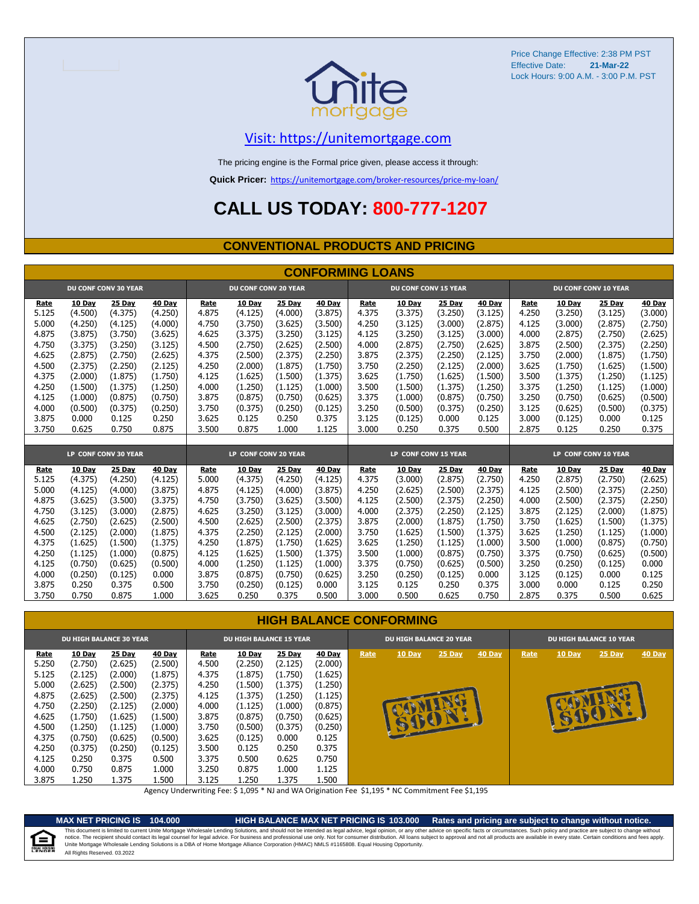Price Change Effective: 2:38 PM PST
Effective Date: **21-Mar-22**
Lock Hours: 9:00 A.M. - 3:00 P.M. PST

Visit: https://unitemortgage.com

The pricing engine is the Formal price given, please access it through:

**Quick Pricer:** https://unitemortgage.com/broker-resources/price-my-loan/

# CALL US TODAY: 800-777-1207

## CONVENTIONAL PRODUCTS AND PRICING

### CONFORMING LOANS

| DU CONF CONV 30 YEAR | | | | DU CONF CONV 20 YEAR | | | | DU CONF CONV 15 YEAR | | | | DU CONF CONV 10 YEAR | | | |
|---|---|---|---|---|---|---|---|---|---|---|---|---|---|---|---|
| Rate | 10 Day | 25 Day | 40 Day | Rate | 10 Day | 25 Day | 40 Day | Rate | 10 Day | 25 Day | 40 Day | Rate | 10 Day | 25 Day | 40 Day |
| 5.125 | (4.500) | (4.375) | (4.250) | 4.875 | (4.125) | (4.000) | (3.875) | 4.375 | (3.375) | (3.250) | (3.125) | 4.250 | (3.250) | (3.125) | (3.000) |
| 5.000 | (4.250) | (4.125) | (4.000) | 4.750 | (3.750) | (3.625) | (3.500) | 4.250 | (3.125) | (3.000) | (2.875) | 4.125 | (3.000) | (2.875) | (2.750) |
| 4.875 | (3.875) | (3.750) | (3.625) | 4.625 | (3.375) | (3.250) | (3.125) | 4.125 | (3.250) | (3.125) | (3.000) | 4.000 | (2.875) | (2.750) | (2.625) |
| 4.750 | (3.375) | (3.250) | (3.125) | 4.500 | (2.750) | (2.625) | (2.500) | 4.000 | (2.875) | (2.750) | (2.625) | 3.875 | (2.500) | (2.375) | (2.250) |
| 4.625 | (2.875) | (2.750) | (2.625) | 4.375 | (2.500) | (2.375) | (2.250) | 3.875 | (2.375) | (2.250) | (2.125) | 3.750 | (2.000) | (1.875) | (1.750) |
| 4.500 | (2.375) | (2.250) | (2.125) | 4.250 | (2.000) | (1.875) | (1.750) | 3.750 | (2.250) | (2.125) | (2.000) | 3.625 | (1.750) | (1.625) | (1.500) |
| 4.375 | (2.000) | (1.875) | (1.750) | 4.125 | (1.625) | (1.500) | (1.375) | 3.625 | (1.750) | (1.625) | (1.500) | 3.500 | (1.375) | (1.250) | (1.125) |
| 4.250 | (1.500) | (1.375) | (1.250) | 4.000 | (1.250) | (1.125) | (1.000) | 3.500 | (1.500) | (1.375) | (1.250) | 3.375 | (1.250) | (1.125) | (1.000) |
| 4.125 | (1.000) | (0.875) | (0.750) | 3.875 | (0.875) | (0.750) | (0.625) | 3.375 | (1.000) | (0.875) | (0.750) | 3.250 | (0.750) | (0.625) | (0.500) |
| 4.000 | (0.500) | (0.375) | (0.250) | 3.750 | (0.375) | (0.250) | (0.125) | 3.250 | (0.500) | (0.375) | (0.250) | 3.125 | (0.625) | (0.500) | (0.375) |
| 3.875 | 0.000 | 0.125 | 0.250 | 3.625 | 0.125 | 0.250 | 0.375 | 3.125 | (0.125) | 0.000 | 0.125 | 3.000 | (0.125) | 0.000 | 0.125 |
| 3.750 | 0.625 | 0.750 | 0.875 | 3.500 | 0.875 | 1.000 | 1.125 | 3.000 | 0.250 | 0.375 | 0.500 | 2.875 | 0.125 | 0.250 | 0.375 |

| LP CONF CONV 30 YEAR | | | | LP CONF CONV 20 YEAR | | | | LP CONF CONV 15 YEAR | | | | LP CONF CONV 10 YEAR | | | |
|---|---|---|---|---|---|---|---|---|---|---|---|---|---|---|---|
| Rate | 10 Day | 25 Day | 40 Day | Rate | 10 Day | 25 Day | 40 Day | Rate | 10 Day | 25 Day | 40 Day | Rate | 10 Day | 25 Day | 40 Day |
| 5.125 | (4.375) | (4.250) | (4.125) | 5.000 | (4.375) | (4.250) | (4.125) | 4.375 | (3.000) | (2.875) | (2.750) | 4.250 | (2.875) | (2.750) | (2.625) |
| 5.000 | (4.125) | (4.000) | (3.875) | 4.875 | (4.125) | (4.000) | (3.875) | 4.250 | (2.625) | (2.500) | (2.375) | 4.125 | (2.500) | (2.375) | (2.250) |
| 4.875 | (3.625) | (3.500) | (3.375) | 4.750 | (3.750) | (3.625) | (3.500) | 4.125 | (2.500) | (2.375) | (2.250) | 4.000 | (2.500) | (2.375) | (2.250) |
| 4.750 | (3.125) | (3.000) | (2.875) | 4.625 | (3.250) | (3.125) | (3.000) | 4.000 | (2.375) | (2.250) | (2.125) | 3.875 | (2.125) | (2.000) | (1.875) |
| 4.625 | (2.750) | (2.625) | (2.500) | 4.500 | (2.625) | (2.500) | (2.375) | 3.875 | (2.000) | (1.875) | (1.750) | 3.750 | (1.625) | (1.500) | (1.375) |
| 4.500 | (2.125) | (2.000) | (1.875) | 4.375 | (2.250) | (2.125) | (2.000) | 3.750 | (1.625) | (1.500) | (1.375) | 3.625 | (1.250) | (1.125) | (1.000) |
| 4.375 | (1.625) | (1.500) | (1.375) | 4.250 | (1.875) | (1.750) | (1.625) | 3.625 | (1.250) | (1.125) | (1.000) | 3.500 | (1.000) | (0.875) | (0.750) |
| 4.250 | (1.125) | (1.000) | (0.875) | 4.125 | (1.625) | (1.500) | (1.375) | 3.500 | (1.000) | (0.875) | (0.750) | 3.375 | (0.750) | (0.625) | (0.500) |
| 4.125 | (0.750) | (0.625) | (0.500) | 4.000 | (1.250) | (1.125) | (1.000) | 3.375 | (0.750) | (0.625) | (0.500) | 3.250 | (0.250) | (0.125) | 0.000 |
| 4.000 | (0.250) | (0.125) | 0.000 | 3.875 | (0.875) | (0.750) | (0.625) | 3.250 | (0.250) | (0.125) | 0.000 | 3.125 | (0.125) | 0.000 | 0.125 |
| 3.875 | 0.250 | 0.375 | 0.500 | 3.750 | (0.250) | (0.125) | 0.000 | 3.125 | 0.125 | 0.250 | 0.375 | 3.000 | 0.000 | 0.125 | 0.250 |
| 3.750 | 0.750 | 0.875 | 1.000 | 3.625 | 0.250 | 0.375 | 0.500 | 3.000 | 0.500 | 0.625 | 0.750 | 2.875 | 0.375 | 0.500 | 0.625 |

### HIGH BALANCE CONFORMING

| DU HIGH BALANCE 30 YEAR | | | | DU HIGH BALANCE 15 YEAR | | | | DU HIGH BALANCE 20 YEAR | | | | DU HIGH BALANCE 10 YEAR | | | |
|---|---|---|---|---|---|---|---|---|---|---|---|---|---|---|---|
| Rate | 10 Day | 25 Day | 40 Day | Rate | 10 Day | 25 Day | 40 Day | Rate | 10 Day | 25 Day | 40 Day | Rate | 10 Day | 25 Day | 40 Day |
| 5.250 | (2.750) | (2.625) | (2.500) | 4.500 | (2.250) | (2.125) | (2.000) | COMING SOON! | | | | COMING SOON! | | | |
| 5.125 | (2.125) | (2.000) | (1.875) | 4.375 | (1.875) | (1.750) | (1.625) | | | | | | | | |
| 5.000 | (2.625) | (2.500) | (2.375) | 4.250 | (1.500) | (1.375) | (1.250) | | | | | | | | |
| 4.875 | (2.625) | (2.500) | (2.375) | 4.125 | (1.375) | (1.250) | (1.125) | | | | | | | | |
| 4.750 | (2.250) | (2.125) | (2.000) | 4.000 | (1.125) | (1.000) | (0.875) | | | | | | | | |
| 4.625 | (1.750) | (1.625) | (1.500) | 3.875 | (0.875) | (0.750) | (0.625) | | | | | | | | |
| 4.500 | (1.250) | (1.125) | (1.000) | 3.750 | (0.500) | (0.375) | (0.250) | | | | | | | | |
| 4.375 | (0.750) | (0.625) | (0.500) | 3.625 | (0.125) | 0.000 | 0.125 | | | | | | | | |
| 4.250 | (0.375) | (0.250) | (0.125) | 3.500 | 0.125 | 0.250 | 0.375 | | | | | | | | |
| 4.125 | 0.250 | 0.375 | 0.500 | 3.375 | 0.500 | 0.625 | 0.750 | | | | | | | | |
| 4.000 | 0.750 | 0.875 | 1.000 | 3.250 | 0.875 | 1.000 | 1.125 | | | | | | | | |
| 3.875 | 1.250 | 1.375 | 1.500 | 3.125 | 1.250 | 1.375 | 1.500 | | | | | | | | |

Agency Underwriting Fee: $ 1,095 * NJ and WA Origination Fee $1,195 * NC Commitment Fee $1,195

**MAX NET PRICING IS 104.000** **HIGH BALANCE MAX NET PRICING IS 103.000** **Rates and pricing are subject to change without notice.**

This document is limited to current Unite Mortgage Wholesale Lending Solutions, and should not be intended as legal advice, legal opinion, or any other advice on specific facts or circumstances. Such policy and practice are subject to change without notice. The recipient should contact its legal counsel for legal advice. For business and professional use only. Not for consumer distribution. All loans subject to approval and not all products are available in every state. Certain conditions and fees apply. Unite Mortgage Wholesale Lending Solutions is a DBA of Home Mortgage Alliance Corporation (HMAC) NMLS #1165808. Equal Housing Opportunity.
All Rights Reserved. 03.2022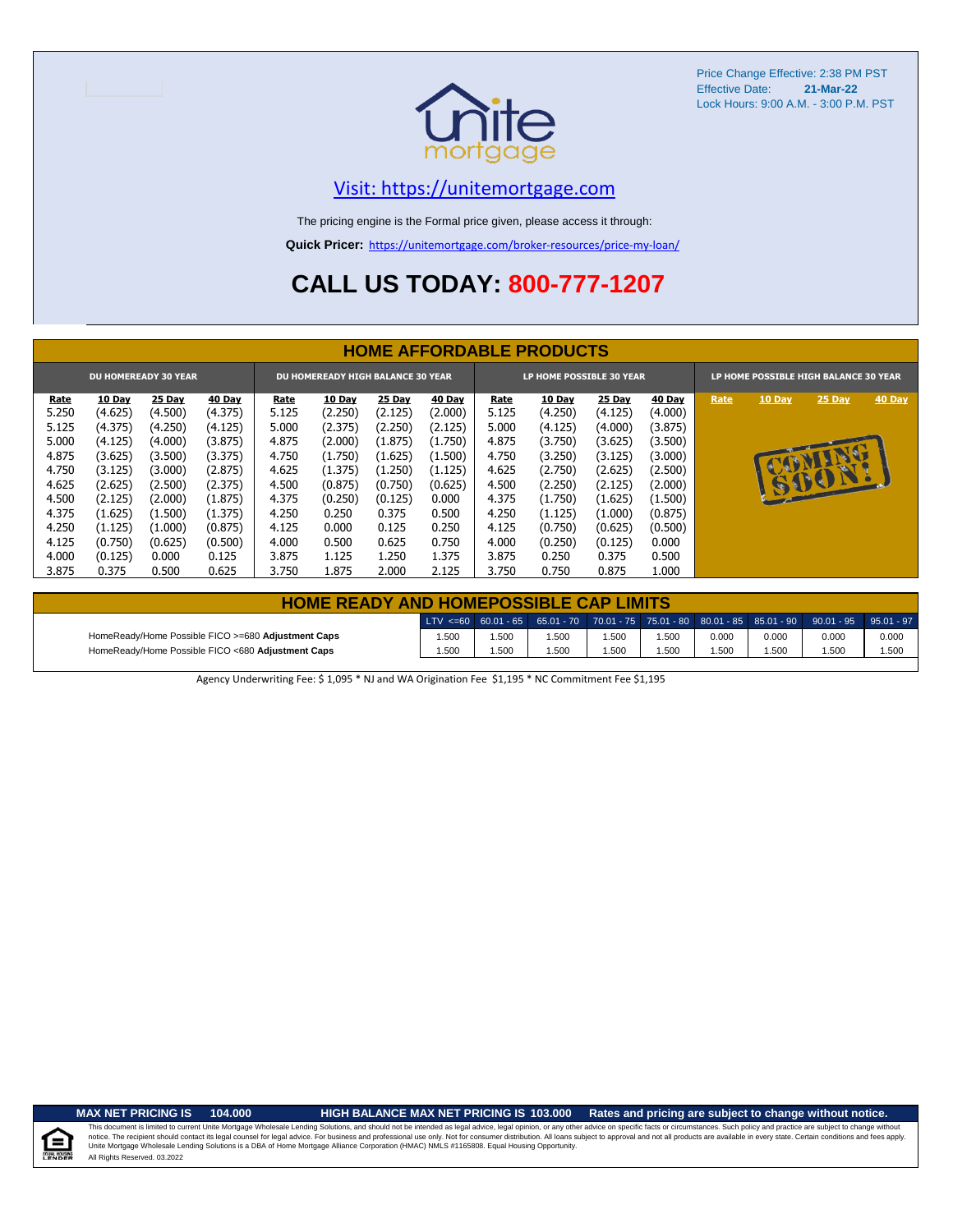Price Change Effective: 2:38 PM PST
Effective Date: **21-Mar-22**
Lock Hours: 9:00 A.M. - 3:00 P.M. PST

Visit: https://unitemortgage.com

The pricing engine is the Formal price given, please access it through:

**Quick Pricer:** https://unitemortgage.com/broker-resources/price-my-loan/

# CALL US TODAY: 800-777-1207

## HOME AFFORDABLE PRODUCTS

| DU HOMEREADY 30 YEAR | | | | DU HOMEREADY HIGH BALANCE 30 YEAR | | | | LP HOME POSSIBLE 30 YEAR | | | | LP HOME POSSIBLE HIGH BALANCE 30 YEAR | | | |
|---|---|---|---|---|---|---|---|---|---|---|---|---|---|---|---|
| Rate | 10 Day | 25 Day | 40 Day | Rate | 10 Day | 25 Day | 40 Day | Rate | 10 Day | 25 Day | 40 Day | Rate | 10 Day | 25 Day | 40 Day |
| 5.250 | (4.625) | (4.500) | (4.375) | 5.125 | (2.250) | (2.125) | (2.000) | 5.125 | (4.250) | (4.125) | (4.000) | COMING SOON! | | | |
| 5.125 | (4.375) | (4.250) | (4.125) | 5.000 | (2.375) | (2.250) | (2.125) | 5.000 | (4.125) | (4.000) | (3.875) | | | | |
| 5.000 | (4.125) | (4.000) | (3.875) | 4.875 | (2.000) | (1.875) | (1.750) | 4.875 | (3.750) | (3.625) | (3.500) | | | | |
| 4.875 | (3.625) | (3.500) | (3.375) | 4.750 | (1.750) | (1.625) | (1.500) | 4.750 | (3.250) | (3.125) | (3.000) | | | | |
| 4.750 | (3.125) | (3.000) | (2.875) | 4.625 | (1.375) | (1.250) | (1.125) | 4.625 | (2.750) | (2.625) | (2.500) | | | | |
| 4.625 | (2.625) | (2.500) | (2.375) | 4.500 | (0.875) | (0.750) | (0.625) | 4.500 | (2.250) | (2.125) | (2.000) | | | | |
| 4.500 | (2.125) | (2.000) | (1.875) | 4.375 | (0.250) | (0.125) | 0.000 | 4.375 | (1.750) | (1.625) | (1.500) | | | | |
| 4.375 | (1.625) | (1.500) | (1.375) | 4.250 | 0.250 | 0.375 | 0.500 | 4.250 | (1.125) | (1.000) | (0.875) | | | | |
| 4.250 | (1.125) | (1.000) | (0.875) | 4.125 | 0.000 | 0.125 | 0.250 | 4.125 | (0.750) | (0.625) | (0.500) | | | | |
| 4.125 | (0.750) | (0.625) | (0.500) | 4.000 | 0.500 | 0.625 | 0.750 | 4.000 | (0.250) | (0.125) | 0.000 | | | | |
| 4.000 | (0.125) | 0.000 | 0.125 | 3.875 | 1.125 | 1.250 | 1.375 | 3.875 | 0.250 | 0.375 | 0.500 | | | | |
| 3.875 | 0.375 | 0.500 | 0.625 | 3.750 | 1.875 | 2.000 | 2.125 | 3.750 | 0.750 | 0.875 | 1.000 | | | | |

## HOME READY AND HOMEPOSSIBLE CAP LIMITS

| | LTV <=60 | 60.01 - 65 | 65.01 - 70 | 70.01 - 75 | 75.01 - 80 | 80.01 - 85 | 85.01 - 90 | 90.01 - 95 | 95.01 - 97 |
|---|---|---|---|---|---|---|---|---|---|
| HomeReady/Home Possible FICO >=680 **Adjustment Caps** | 1.500 | 1.500 | 1.500 | 1.500 | 1.500 | 0.000 | 0.000 | 0.000 | 0.000 |
| HomeReady/Home Possible FICO <680 **Adjustment Caps** | 1.500 | 1.500 | 1.500 | 1.500 | 1.500 | 1.500 | 1.500 | 1.500 | 1.500 |

Agency Underwriting Fee: $ 1,095 * NJ and WA Origination Fee $1,195 * NC Commitment Fee $1,195

**MAX NET PRICING IS 104.000** **HIGH BALANCE MAX NET PRICING IS 103.000** **Rates and pricing are subject to change without notice.**

This document is limited to current Unite Mortgage Wholesale Lending Solutions, and should not be intended as legal advice, legal opinion, or any other advice on specific facts or circumstances. Such policy and practice are subject to change without notice. The recipient should contact its legal counsel for legal advice. For business and professional use only. Not for consumer distribution. All loans subject to approval and not all products are available in every state. Certain conditions and fees apply. Unite Mortgage Wholesale Lending Solutions is a DBA of Home Mortgage Alliance Corporation (HMAC) NMLS #1165808. Equal Housing Opportunity.
All Rights Reserved. 03.2022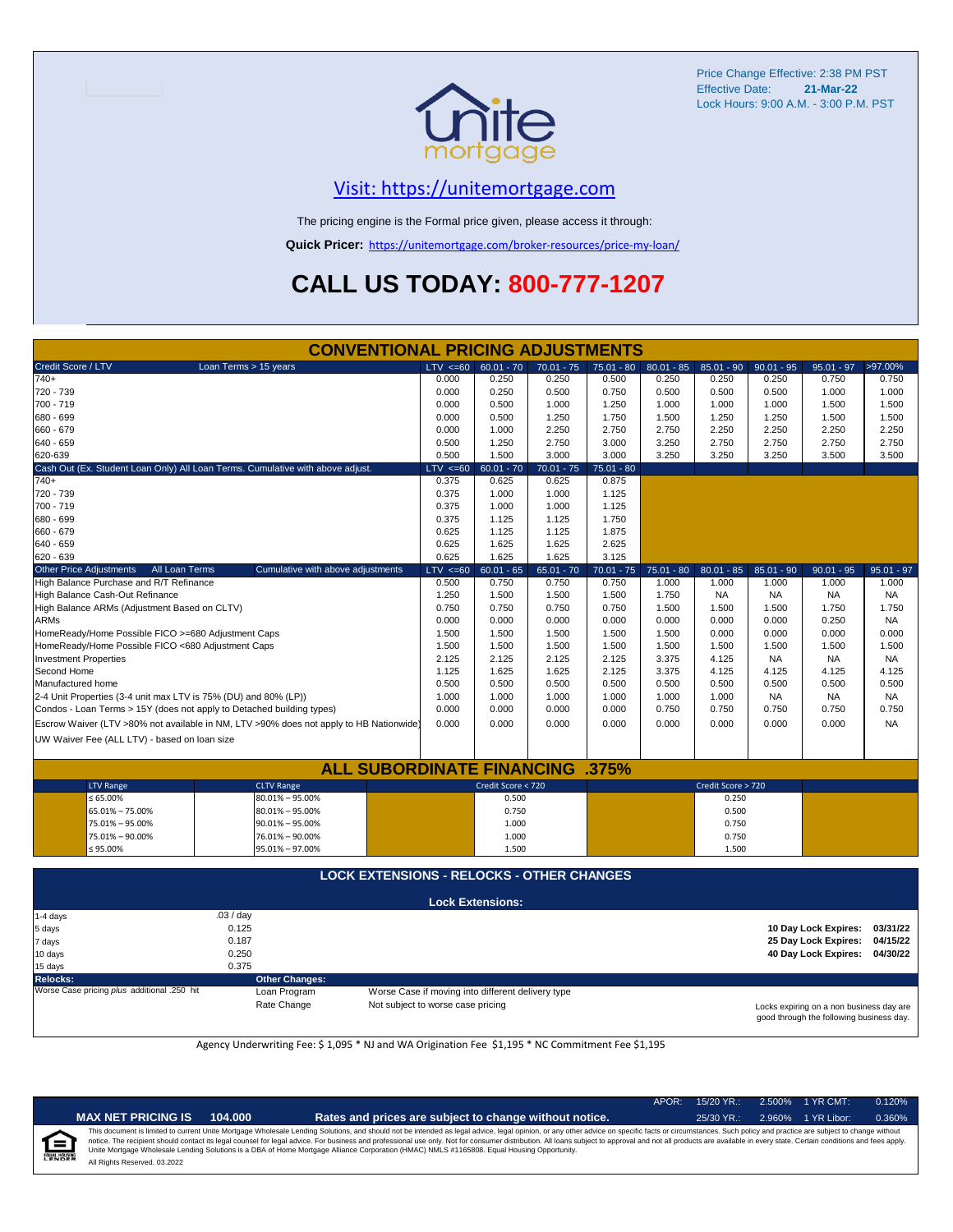Price Change Effective: 2:38 PM PST
Effective Date: **21-Mar-22**
Lock Hours: 9:00 A.M. - 3:00 P.M. PST

## Visit: https://unitemortgage.com

The pricing engine is the Formal price given, please access it through:

**Quick Pricer:** https://unitemortgage.com/broker-resources/price-my-loan/

# CALL US TODAY: 800-777-1207

## CONVENTIONAL PRICING ADJUSTMENTS

| Credit Score / LTV — Loan Terms > 15 years | LTV <=60 | 60.01 - 70 | 70.01 - 75 | 75.01 - 80 | 80.01 - 85 | 85.01 - 90 | 90.01 - 95 | 95.01 - 97 | >97.00% |
|---|---|---|---|---|---|---|---|---|---|
| 740+ | 0.000 | 0.250 | 0.250 | 0.500 | 0.250 | 0.250 | 0.250 | 0.750 | 0.750 |
| 720 - 739 | 0.000 | 0.250 | 0.500 | 0.750 | 0.500 | 0.500 | 0.500 | 1.000 | 1.000 |
| 700 - 719 | 0.000 | 0.500 | 1.000 | 1.250 | 1.000 | 1.000 | 1.000 | 1.500 | 1.500 |
| 680 - 699 | 0.000 | 0.500 | 1.250 | 1.750 | 1.500 | 1.250 | 1.250 | 1.500 | 1.500 |
| 660 - 679 | 0.000 | 1.000 | 2.250 | 2.750 | 2.750 | 2.250 | 2.250 | 2.250 | 2.250 |
| 640 - 659 | 0.500 | 1.250 | 2.750 | 3.000 | 3.250 | 2.750 | 2.750 | 2.750 | 2.750 |
| 620-639 | 0.500 | 1.500 | 3.000 | 3.000 | 3.250 | 3.250 | 3.250 | 3.500 | 3.500 |

| Cash Out (Ex. Student Loan Only) All Loan Terms. Cumulative with above adjust. | LTV <=60 | 60.01 - 70 | 70.01 - 75 | 75.01 - 80 |
|---|---|---|---|---|
| 740+ | 0.375 | 0.625 | 0.625 | 0.875 |
| 720 - 739 | 0.375 | 1.000 | 1.000 | 1.125 |
| 700 - 719 | 0.375 | 1.000 | 1.000 | 1.125 |
| 680 - 699 | 0.375 | 1.125 | 1.125 | 1.750 |
| 660 - 679 | 0.625 | 1.125 | 1.125 | 1.875 |
| 640 - 659 | 0.625 | 1.625 | 1.625 | 2.625 |
| 620 - 639 | 0.625 | 1.625 | 1.625 | 3.125 |

| Other Price Adjustments — All Loan Terms — Cumulative with above adjustments | LTV <=60 | 60.01 - 65 | 65.01 - 70 | 70.01 - 75 | 75.01 - 80 | 80.01 - 85 | 85.01 - 90 | 90.01 - 95 | 95.01 - 97 |
|---|---|---|---|---|---|---|---|---|---|
| High Balance Purchase and R/T Refinance | 0.500 | 0.750 | 0.750 | 0.750 | 1.000 | 1.000 | 1.000 | 1.000 | 1.000 |
| High Balance Cash-Out Refinance | 1.250 | 1.500 | 1.500 | 1.500 | 1.750 | NA | NA | NA | NA |
| High Balance ARMs (Adjustment Based on CLTV) | 0.750 | 0.750 | 0.750 | 0.750 | 1.500 | 1.500 | 1.500 | 1.750 | 1.750 |
| ARMs | 0.000 | 0.000 | 0.000 | 0.000 | 0.000 | 0.000 | 0.000 | 0.250 | NA |
| HomeReady/Home Possible FICO >=680 Adjustment Caps | 1.500 | 1.500 | 1.500 | 1.500 | 1.500 | 0.000 | 0.000 | 0.000 | 0.000 |
| HomeReady/Home Possible FICO <680 Adjustment Caps | 1.500 | 1.500 | 1.500 | 1.500 | 1.500 | 1.500 | 1.500 | 1.500 | 1.500 |
| Investment Properties | 2.125 | 2.125 | 2.125 | 2.125 | 3.375 | 4.125 | NA | NA | NA |
| Second Home | 1.125 | 1.625 | 1.625 | 2.125 | 3.375 | 4.125 | 4.125 | 4.125 | 4.125 |
| Manufactured home | 0.500 | 0.500 | 0.500 | 0.500 | 0.500 | 0.500 | 0.500 | 0.500 | 0.500 |
| 2-4 Unit Properties (3-4 unit max LTV is 75% (DU) and 80% (LP)) | 1.000 | 1.000 | 1.000 | 1.000 | 1.000 | 1.000 | NA | NA | NA |
| Condos - Loan Terms > 15Y (does not apply to Detached building types) | 0.000 | 0.000 | 0.000 | 0.000 | 0.750 | 0.750 | 0.750 | 0.750 | 0.750 |
| Escrow Waiver (LTV >80% not available in NM, LTV >90% does not apply to HB Nationwide) | 0.000 | 0.000 | 0.000 | 0.000 | 0.000 | 0.000 | 0.000 | 0.000 | NA |
| UW Waiver Fee (ALL LTV) - based on loan size | | | | | | | | | |

## ALL SUBORDINATE FINANCING .375%

| LTV Range | CLTV Range | Credit Score < 720 | Credit Score > 720 |
|---|---|---|---|
| ≤ 65.00% | 80.01% – 95.00% | 0.500 | 0.250 |
| 65.01% – 75.00% | 80.01% – 95.00% | 0.750 | 0.500 |
| 75.01% – 95.00% | 90.01% – 95.00% | 1.000 | 0.750 |
| 75.01% – 90.00% | 76.01% – 90.00% | 1.000 | 0.750 |
| ≤ 95.00% | 95.01% – 97.00% | 1.500 | 1.500 |

## LOCK EXTENSIONS - RELOCKS - OTHER CHANGES

**Lock Extensions:**

| Days | Cost |
|---|---|
| 1-4 days | .03 / day |
| 5 days | 0.125 |
| 7 days | 0.187 |
| 10 days | 0.250 |
| 15 days | 0.375 |

**10 Day Lock Expires: 03/31/22**
**25 Day Lock Expires: 04/15/22**
**40 Day Lock Expires: 04/30/22**

**Relocks:** Worse Case pricing *plus* additional .250 hit

**Other Changes:**

| | |
|---|---|
| Loan Program | Worse Case if moving into different delivery type |
| Rate Change | Not subject to worse case pricing |

Locks expiring on a non business day are good through the following business day.

Agency Underwriting Fee: $ 1,095 * NJ and WA Origination Fee $1,195 * NC Commitment Fee $1,195

| APOR: | 15/20 YR.: | 2.500% | 1 YR CMT: | 0.120% |
|---|---|---|---|---|
| | 25/30 YR.: | 2.960% | 1 YR Libor: | 0.360% |

**MAX NET PRICING IS 104.000** — **Rates and prices are subject to change without notice.**

This document is limited to current Unite Mortgage Wholesale Lending Solutions, and should not be intended as legal advice, legal opinion, or any other advice on specific facts or circumstances. Such policy and practice are subject to change without notice. The recipient should contact its legal counsel for legal advice. For business and professional use only. Not for consumer distribution. All loans subject to approval and not all products are available in every state. Certain conditions and fees apply. Unite Mortgage Wholesale Lending Solutions is a DBA of Home Mortgage Alliance Corporation (HMAC) NMLS #1165808. Equal Housing Opportunity.

All Rights Reserved. 03.2022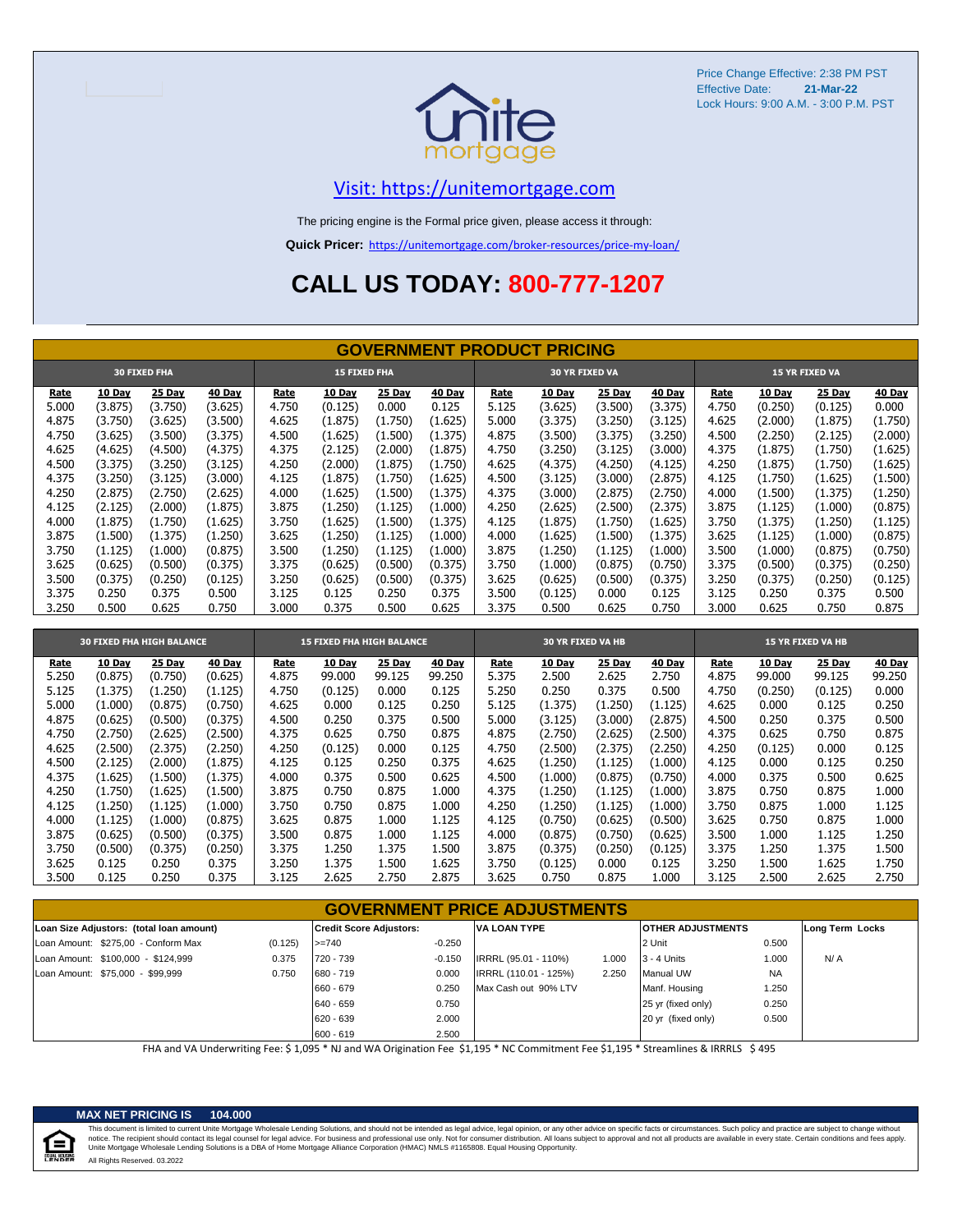Price Change Effective: 2:38 PM PST
Effective Date: **21-Mar-22**
Lock Hours: 9:00 A.M. - 3:00 P.M. PST

unite mortgage

Visit: https://unitemortgage.com

The pricing engine is the Formal price given, please access it through:

**Quick Pricer:** https://unitemortgage.com/broker-resources/price-my-loan/

# CALL US TODAY: 800-777-1207

## GOVERNMENT PRODUCT PRICING

| 30 FIXED FHA | | | | 15 FIXED FHA | | | | 30 YR FIXED VA | | | | 15 YR FIXED VA | | | |
|---|---|---|---|---|---|---|---|---|---|---|---|---|---|---|---|
| Rate | 10 Day | 25 Day | 40 Day | Rate | 10 Day | 25 Day | 40 Day | Rate | 10 Day | 25 Day | 40 Day | Rate | 10 Day | 25 Day | 40 Day |
| 5.000 | (3.875) | (3.750) | (3.625) | 4.750 | (0.125) | 0.000 | 0.125 | 5.125 | (3.625) | (3.500) | (3.375) | 4.750 | (0.250) | (0.125) | 0.000 |
| 4.875 | (3.750) | (3.625) | (3.500) | 4.625 | (1.875) | (1.750) | (1.625) | 5.000 | (3.375) | (3.250) | (3.125) | 4.625 | (2.000) | (1.875) | (1.750) |
| 4.750 | (3.625) | (3.500) | (3.375) | 4.500 | (1.625) | (1.500) | (1.375) | 4.875 | (3.500) | (3.375) | (3.250) | 4.500 | (2.250) | (2.125) | (2.000) |
| 4.625 | (4.625) | (4.500) | (4.375) | 4.375 | (2.125) | (2.000) | (1.875) | 4.750 | (3.250) | (3.125) | (3.000) | 4.375 | (1.875) | (1.750) | (1.625) |
| 4.500 | (3.375) | (3.250) | (3.125) | 4.250 | (2.000) | (1.875) | (1.750) | 4.625 | (4.375) | (4.250) | (4.125) | 4.250 | (1.875) | (1.750) | (1.625) |
| 4.375 | (3.250) | (3.125) | (3.000) | 4.125 | (1.875) | (1.750) | (1.625) | 4.500 | (3.125) | (3.000) | (2.875) | 4.125 | (1.750) | (1.625) | (1.500) |
| 4.250 | (2.875) | (2.750) | (2.625) | 4.000 | (1.625) | (1.500) | (1.375) | 4.375 | (3.000) | (2.875) | (2.750) | 4.000 | (1.500) | (1.375) | (1.250) |
| 4.125 | (2.125) | (2.000) | (1.875) | 3.875 | (1.250) | (1.125) | (1.000) | 4.250 | (2.625) | (2.500) | (2.375) | 3.875 | (1.125) | (1.000) | (0.875) |
| 4.000 | (1.875) | (1.750) | (1.625) | 3.750 | (1.625) | (1.500) | (1.375) | 4.125 | (1.875) | (1.750) | (1.625) | 3.750 | (1.375) | (1.250) | (1.125) |
| 3.875 | (1.500) | (1.375) | (1.250) | 3.625 | (1.250) | (1.125) | (1.000) | 4.000 | (1.625) | (1.500) | (1.375) | 3.625 | (1.125) | (1.000) | (0.875) |
| 3.750 | (1.125) | (1.000) | (0.875) | 3.500 | (1.250) | (1.125) | (1.000) | 3.875 | (1.250) | (1.125) | (1.000) | 3.500 | (1.000) | (0.875) | (0.750) |
| 3.625 | (0.625) | (0.500) | (0.375) | 3.375 | (0.625) | (0.500) | (0.375) | 3.750 | (1.000) | (0.875) | (0.750) | 3.375 | (0.500) | (0.375) | (0.250) |
| 3.500 | (0.375) | (0.250) | (0.125) | 3.250 | (0.625) | (0.500) | (0.375) | 3.625 | (0.625) | (0.500) | (0.375) | 3.250 | (0.375) | (0.250) | (0.125) |
| 3.375 | 0.250 | 0.375 | 0.500 | 3.125 | 0.125 | 0.250 | 0.375 | 3.500 | (0.125) | 0.000 | 0.125 | 3.125 | 0.250 | 0.375 | 0.500 |
| 3.250 | 0.500 | 0.625 | 0.750 | 3.000 | 0.375 | 0.500 | 0.625 | 3.375 | 0.500 | 0.625 | 0.750 | 3.000 | 0.625 | 0.750 | 0.875 |

| 30 FIXED FHA HIGH BALANCE | | | | 15 FIXED FHA HIGH BALANCE | | | | 30 YR FIXED VA HB | | | | 15 YR FIXED VA HB | | | |
|---|---|---|---|---|---|---|---|---|---|---|---|---|---|---|---|
| Rate | 10 Day | 25 Day | 40 Day | Rate | 10 Day | 25 Day | 40 Day | Rate | 10 Day | 25 Day | 40 Day | Rate | 10 Day | 25 Day | 40 Day |
| 5.250 | (0.875) | (0.750) | (0.625) | 4.875 | 99.000 | 99.125 | 99.250 | 5.375 | 2.500 | 2.625 | 2.750 | 4.875 | 99.000 | 99.125 | 99.250 |
| 5.125 | (1.375) | (1.250) | (1.125) | 4.750 | (0.125) | 0.000 | 0.125 | 5.250 | 0.250 | 0.375 | 0.500 | 4.750 | (0.250) | (0.125) | 0.000 |
| 5.000 | (1.000) | (0.875) | (0.750) | 4.625 | 0.000 | 0.125 | 0.250 | 5.125 | (1.375) | (1.250) | (1.125) | 4.625 | 0.000 | 0.125 | 0.250 |
| 4.875 | (0.625) | (0.500) | (0.375) | 4.500 | 0.250 | 0.375 | 0.500 | 5.000 | (3.125) | (3.000) | (2.875) | 4.500 | 0.250 | 0.375 | 0.500 |
| 4.750 | (2.750) | (2.625) | (2.500) | 4.375 | 0.625 | 0.750 | 0.875 | 4.875 | (2.750) | (2.625) | (2.500) | 4.375 | 0.625 | 0.750 | 0.875 |
| 4.625 | (2.500) | (2.375) | (2.250) | 4.250 | (0.125) | 0.000 | 0.125 | 4.750 | (2.500) | (2.375) | (2.250) | 4.250 | (0.125) | 0.000 | 0.125 |
| 4.500 | (2.125) | (2.000) | (1.875) | 4.125 | 0.125 | 0.250 | 0.375 | 4.625 | (1.250) | (1.125) | (1.000) | 4.125 | 0.000 | 0.125 | 0.250 |
| 4.375 | (1.625) | (1.500) | (1.375) | 4.000 | 0.375 | 0.500 | 0.625 | 4.500 | (1.000) | (0.875) | (0.750) | 4.000 | 0.375 | 0.500 | 0.625 |
| 4.250 | (1.750) | (1.625) | (1.500) | 3.875 | 0.750 | 0.875 | 1.000 | 4.375 | (1.250) | (1.125) | (1.000) | 3.875 | 0.750 | 0.875 | 1.000 |
| 4.125 | (1.250) | (1.125) | (1.000) | 3.750 | 0.750 | 0.875 | 1.000 | 4.250 | (1.250) | (1.125) | (1.000) | 3.750 | 0.875 | 1.000 | 1.125 |
| 4.000 | (1.125) | (1.000) | (0.875) | 3.625 | 0.875 | 1.000 | 1.125 | 4.125 | (0.750) | (0.625) | (0.500) | 3.625 | 0.750 | 0.875 | 1.000 |
| 3.875 | (0.625) | (0.500) | (0.375) | 3.500 | 0.875 | 1.000 | 1.125 | 4.000 | (0.875) | (0.750) | (0.625) | 3.500 | 1.000 | 1.125 | 1.250 |
| 3.750 | (0.500) | (0.375) | (0.250) | 3.375 | 1.250 | 1.375 | 1.500 | 3.875 | (0.375) | (0.250) | (0.125) | 3.375 | 1.250 | 1.375 | 1.500 |
| 3.625 | 0.125 | 0.250 | 0.375 | 3.250 | 1.375 | 1.500 | 1.625 | 3.750 | (0.125) | 0.000 | 0.125 | 3.250 | 1.500 | 1.625 | 1.750 |
| 3.500 | 0.125 | 0.250 | 0.375 | 3.125 | 2.625 | 2.750 | 2.875 | 3.625 | 0.750 | 0.875 | 1.000 | 3.125 | 2.500 | 2.625 | 2.750 |

## GOVERNMENT PRICE ADJUSTMENTS

| Loan Size Adjustors: (total loan amount) | | Credit Score Adjustors: | | VA LOAN TYPE | | OTHER ADJUSTMENTS | | Long Term Locks |
|---|---|---|---|---|---|---|---|---|
| Loan Amount: $275,00 - Conform Max | (0.125) | >=740 | -0.250 | | | 2 Unit | 0.500 | |
| Loan Amount: $100,000 - $124,999 | 0.375 | 720 - 739 | -0.150 | IRRRL (95.01 - 110%) | 1.000 | 3 - 4 Units | 1.000 | N/A |
| Loan Amount: $75,000 - $99,999 | 0.750 | 680 - 719 | 0.000 | IRRRL (110.01 - 125%) | 2.250 | Manual UW | NA | |
| | | 660 - 679 | 0.250 | Max Cash out 90% LTV | | Manf. Housing | 1.250 | |
| | | 640 - 659 | 0.750 | | | 25 yr (fixed only) | 0.250 | |
| | | 620 - 639 | 2.000 | | | 20 yr (fixed only) | 0.500 | |
| | | 600 - 619 | 2.500 | | | | | |

FHA and VA Underwriting Fee: $ 1,095 * NJ and WA Origination Fee $1,195 * NC Commitment Fee $1,195 * Streamlines & IRRRLS $ 495

**MAX NET PRICING IS 104.000**

This document is limited to current Unite Mortgage Wholesale Lending Solutions, and should not be intended as legal advice, legal opinion, or any other advice on specific facts or circumstances. Such policy and practice are subject to change without notice. The recipient should contact its legal counsel for legal advice. For business and professional use only. Not for consumer distribution. All loans subject to approval and not all products are available in every state. Certain conditions and fees apply. Unite Mortgage Wholesale Lending Solutions is a DBA of Home Mortgage Alliance Corporation (HMAC) NMLS #1165808. Equal Housing Opportunity.

All Rights Reserved. 03.2022